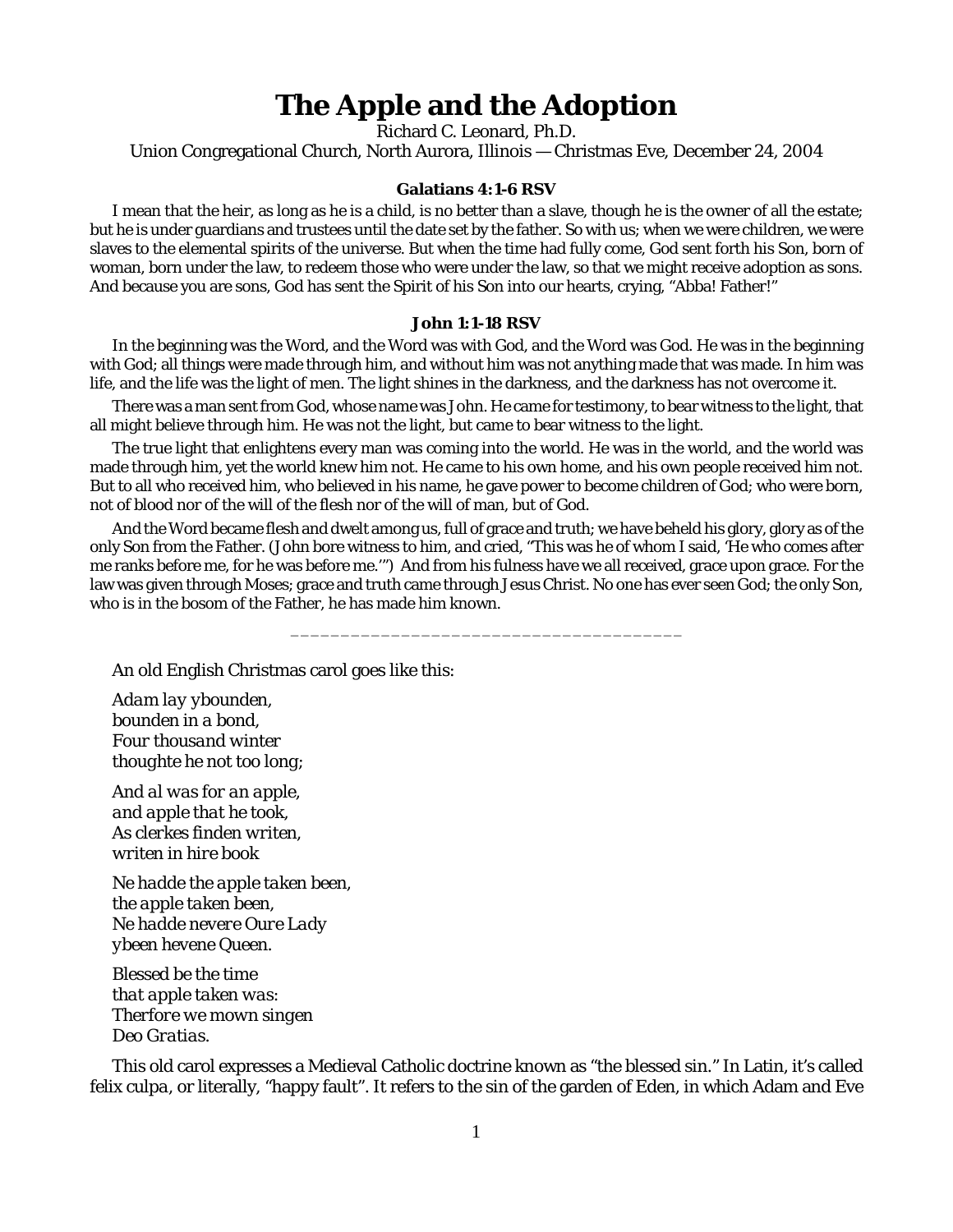# The Apple and the Adoption

Richard C. Leonard, Ph.D.

Union Congregational Church, North Aurora, Illinois — Christmas Eve, December 24, 2004

**Galatians 4:1-6 RSV**

I mean that the heir, as long as he is a child, is no better than a slave, though he is the owner of all the estate; but he is under guardians and trustees until the date set by the father. So with us; when we were children, we were slaves to the elemental spirits of the universe. But when the time had fully come, God sent forth his Son, born of woman, born under the law, to redeem those who were under the law, so that we might receive adoption as sons. And because you are sons, God has sent the Spirit of his Son into our hearts, crying, "Abba! Father!"

**John 1:1-18 RSV**

In the beginning was the Word, and the Word was with God, and the Word was God. He was in the beginning with God; all things were made through him, and without him was not anything made that was made. In him was life, and the life was the light of men. The light shines in the darkness, and the darkness has not overcome it.

There was a man sent from God, whose name was John. He came for testimony, to bear witness to the light, that all might believe through him. He was not the light, but came to bear witness to the light.

The true light that enlightens every man was coming into the world. He was in the world, and the world was made through him, yet the world knew him not. He came to his own home, and his own people received him not. But to all who received him, who believed in his name, he gave power to become children of God; who were born, not of blood nor of the will of the flesh nor of the will of man, but of God.

And the Word became flesh and dwelt among us, full of grace and truth; we have beheld his glory, glory as of the only Son from the Father. (John bore witness to him, and cried, "This was he of whom I said, 'He who comes after me ranks before me, for he was before me.'") And from his fulness have we all received, grace upon grace. For the law was given through Moses; grace and truth came through Jesus Christ. No one has ever seen God; the only Son, who is in the bosom of the Father, he has made him known.

______________________________________

An old English Christmas carol goes like this:

*Adam lay ybounden,*
*bounden in a bond,*
*Four thousand winter*
*thoughte he not too long;*

*And al was for an apple,*
*and apple that he took,*
*As clerkes finden writen,*
*writen in hire book*

*Ne hadde the apple taken been,*
*the apple taken been,*
*Ne hadde nevere Oure Lady*
*ybeen hevene Queen.*

*Blessed be the time*
*that apple taken was:*
*Therfore we mown singen*
*Deo Gratias.*

This old carol expresses a Medieval Catholic doctrine known as "the blessed sin." In Latin, it's called *felix culpa*, or literally, "happy fault". It refers to the sin of the garden of Eden, in which Adam and Eve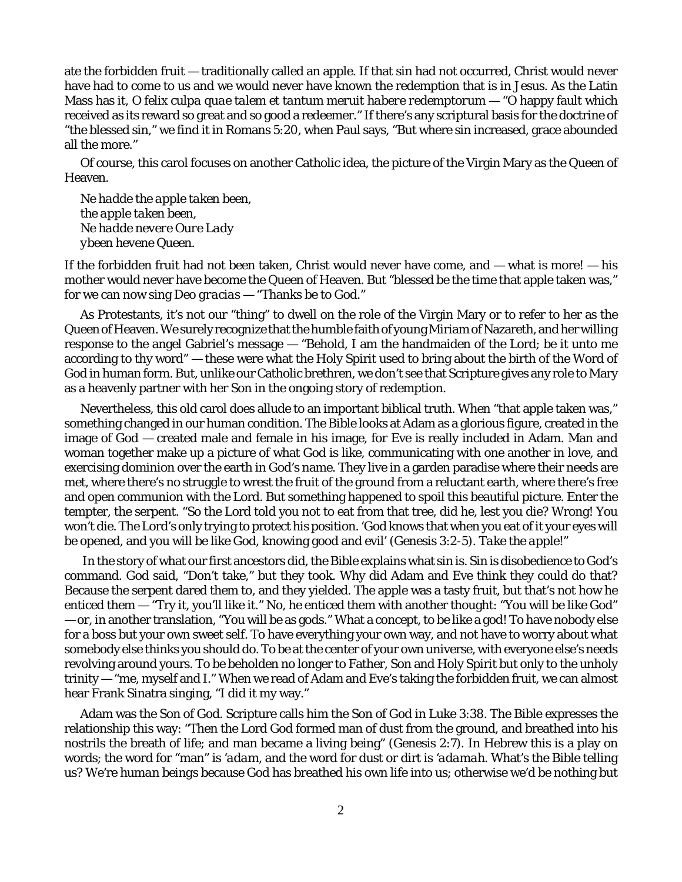ate the forbidden fruit — traditionally called an apple. If that sin had not occurred, Christ would never have had to come to us and we would never have known the redemption that is in Jesus. As the Latin Mass has it, *O felix culpa quae talem et tantum meruit habere redemptorum* — "O happy fault which received as its reward so great and so good a redeemer." If there's any scriptural basis for the doctrine of "the blessed sin," we find it in Romans 5:20, when Paul says, "But where sin increased, grace abounded all the more."

Of course, this carol focuses on another Catholic idea, the picture of the Virgin Mary as the Queen of Heaven.

> *Ne hadde the apple taken been,*
> *the apple taken been,*
> *Ne hadde nevere Oure Lady*
> *ybeen hevene Queen.*

If the forbidden fruit had not been taken, Christ would never have come, and — what is more! — his mother would never have become the Queen of Heaven. But "blessed be the time that apple taken was," for we can now sing *Deo gracias* — "Thanks be to God."

As Protestants, it's not our "thing" to dwell on the role of the Virgin Mary or to refer to her as the Queen of Heaven. We surely recognize that the humble faith of young Miriam of Nazareth, and her willing response to the angel Gabriel's message — "Behold, I am the handmaiden of the Lord; be it unto me according to thy word" — these were what the Holy Spirit used to bring about the birth of the Word of God in human form. But, unlike our Catholic brethren, we don't see that Scripture gives any role to Mary as a heavenly partner with her Son in the ongoing story of redemption.

Nevertheless, this old carol does allude to an important biblical truth. When "that apple taken was," something changed in our human condition. The Bible looks at Adam as a glorious figure, created in the image of God — created male and female in his image, for Eve is really included in Adam. Man and woman together make up a picture of what God is like, communicating with one another in love, and exercising dominion over the earth in God's name. They live in a garden paradise where their needs are met, where there's no struggle to wrest the fruit of the ground from a reluctant earth, where there's free and open communion with the Lord. But something happened to spoil this beautiful picture. Enter the tempter, the serpent. "So the Lord told you not to eat from that tree, did he, lest you die? Wrong! You won't die. The Lord's only trying to protect his position. 'God knows that when you eat of it your eyes will be opened, and you will be like God, knowing good and evil' (Genesis 3:2-5). *Take the apple!*"

In the story of what our first ancestors did, the Bible explains what sin is. Sin is disobedience to God's command. God said, "Don't take," but they took. Why did Adam and Eve think they could do that? Because the serpent dared them to, and they yielded. The apple was a tasty fruit, but that's not how he enticed them — "Try it, you'll like it." No, he enticed them with another thought: "You will be like God" — or, in another translation, "You will be as gods." What a concept, to be like a god! To have nobody else for a boss but your own sweet self. To have everything your own way, and not have to worry about what somebody else thinks you should do. To be at the center of your own universe, with everyone else's needs revolving around yours. To be beholden no longer to Father, Son and Holy Spirit but only to the unholy trinity — "me, myself and I." When we read of Adam and Eve's taking the forbidden fruit, we can almost hear Frank Sinatra singing, "I did it my way."

Adam was the Son of God. Scripture calls him the Son of God in Luke 3:38. The Bible expresses the relationship this way: "Then the Lord God formed man of dust from the ground, and breathed into his nostrils the breath of life; and man became a living being" (Genesis 2:7). In Hebrew this is a play on words; the word for "man" is *'adam*, and the word for dust or dirt is *'adamah*. What's the Bible telling us? We're *human* beings because God has breathed his own life into us; otherwise we'd be nothing but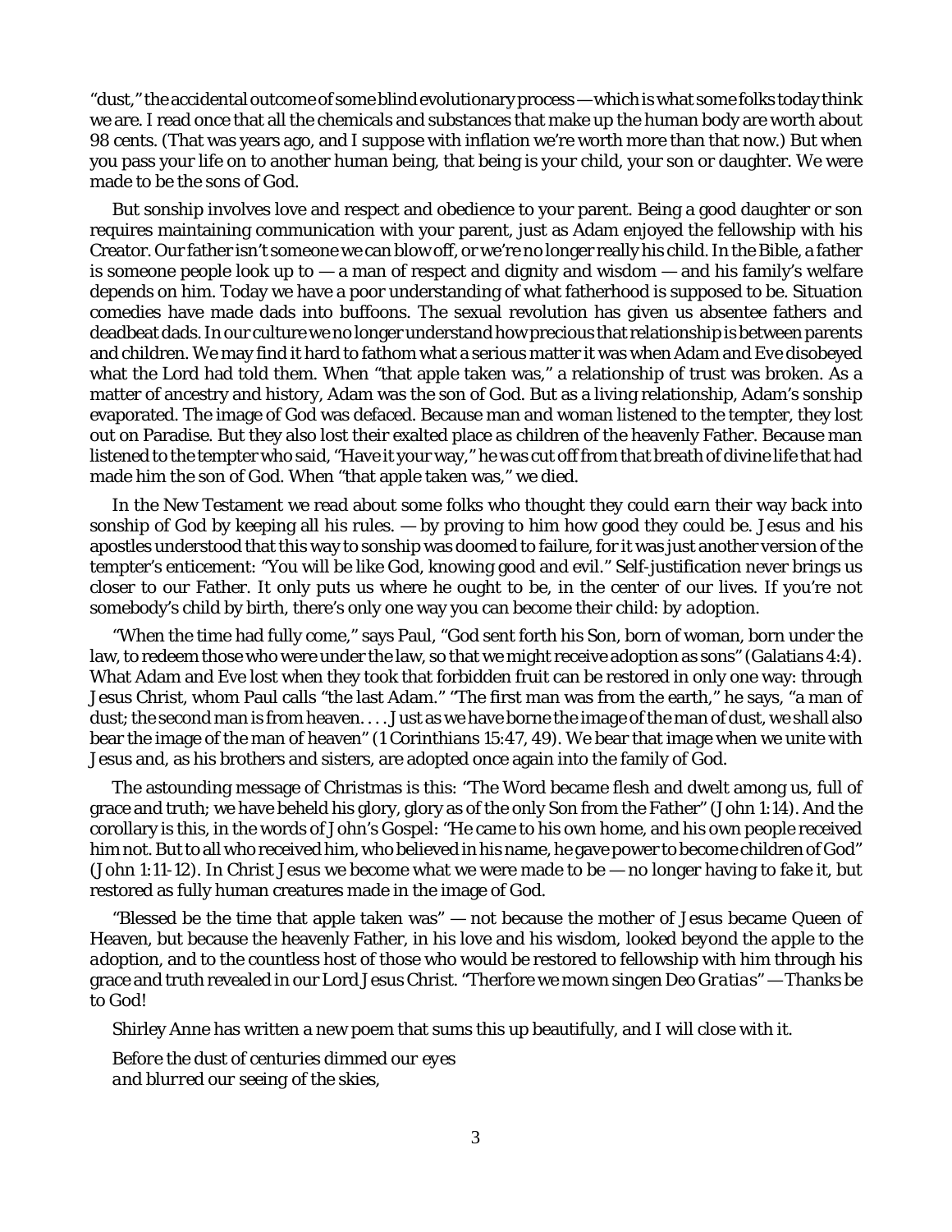"dust," the accidental outcome of some blind evolutionary process — which is what some folks today think we are. I read once that all the chemicals and substances that make up the human body are worth about 98 cents. (That was years ago, and I suppose with inflation we're worth more than that now.) But when you pass your life on to another human being, that being is your child, your son or daughter. We were made to be the sons of God.

But sonship involves love and respect and obedience to your parent. Being a good daughter or son requires maintaining communication with your parent, just as Adam enjoyed the fellowship with his Creator. Our father isn't someone we can blow off, or we're no longer really his child. In the Bible, a father is someone people look up to — a man of respect and dignity and wisdom — and his family's welfare depends on him. Today we have a poor understanding of what fatherhood is supposed to be. Situation comedies have made dads into buffoons. The sexual revolution has given us absentee fathers and deadbeat dads. In our culture we no longer understand how precious that relationship is between parents and children. We may find it hard to fathom what a serious matter it was when Adam and Eve disobeyed what the Lord had told them. When "that apple taken was," a relationship of trust was broken. As a matter of ancestry and history, Adam was the son of God. But as a living relationship, Adam's sonship evaporated. The image of God was defaced. Because man and woman listened to the tempter, they lost out on Paradise. But they also lost their exalted place as children of the heavenly Father. Because man listened to the tempter who said, "Have it your way," he was cut off from that breath of divine life that had made him the son of God. When "that apple taken was," we died.

In the New Testament we read about some folks who thought they could *earn* their way back into sonship of God by keeping all his rules. — by proving to him how good they could be. Jesus and his apostles understood that this way to sonship was doomed to failure, for it was just another version of the tempter's enticement: "You will be like God, knowing good and evil." Self-justification never brings us closer to our Father. It only puts us where he ought to be, in the center of our lives. If you're not somebody's child by birth, there's only one way you can become their child: by *adoption.*

"When the time had fully come," says Paul, "God sent forth his Son, born of woman, born under the law, to redeem those who were under the law, so that we might receive adoption as sons" (Galatians 4:4). What Adam and Eve lost when they took that forbidden fruit can be restored in only one way: through Jesus Christ, whom Paul calls "the last Adam." "The first man was from the earth," he says, "a man of dust; the second man is from heaven. . . . Just as we have borne the image of the man of dust, we shall also bear the image of the man of heaven" (1 Corinthians 15:47, 49). We bear that image when we unite with Jesus and, as his brothers and sisters, are adopted once again into the family of God.

The astounding message of Christmas is this: "The Word became flesh and dwelt among us, full of grace and truth; we have beheld his glory, glory as of the only Son from the Father" (John 1:14). And the corollary is this, in the words of John's Gospel: "He came to his own home, and his own people received him not. But to all who received him, who believed in his name, he gave power to become children of God" (John 1:11-12). In Christ Jesus we become what we were made to be — no longer having to fake it, but restored as fully human creatures made in the image of God.

"Blessed be the time that apple taken was" — not because the mother of Jesus became Queen of Heaven, but because the heavenly Father, in his love and his wisdom, looked *beyond the apple to the adoption,* and to the countless host of those who would be restored to fellowship with him through his grace and truth revealed in our Lord Jesus Christ. "Therfore we mown singen *Deo Gratias*" — Thanks be to God!

Shirley Anne has written a new poem that sums this up beautifully, and I will close with it.

*Before the dust of centuries dimmed our eyes*
*and blurred our seeing of the skies,*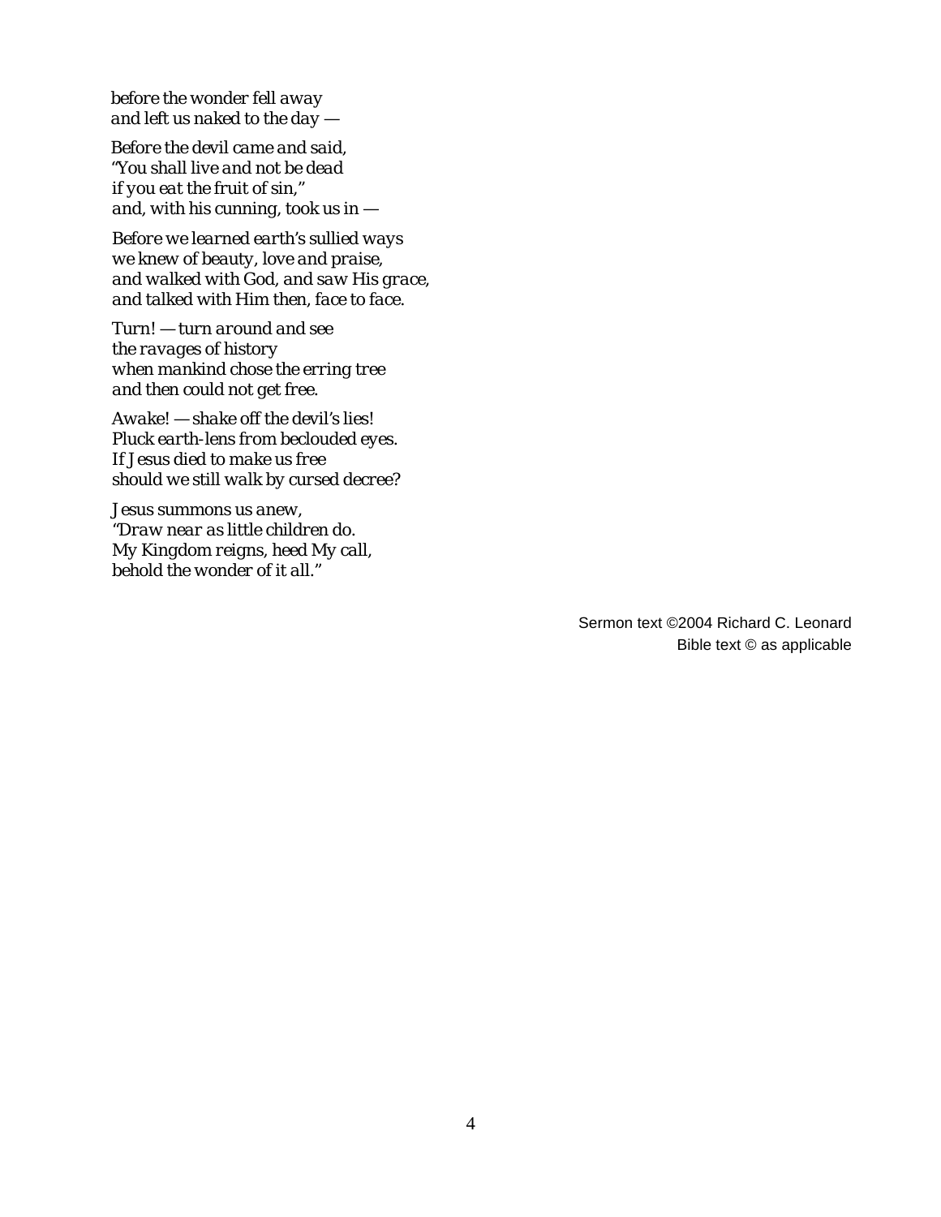*before the wonder fell away*
*and left us naked to the day —*

*Before the devil came and said,*
*"You shall live and not be dead*
*if you eat the fruit of sin,"*
*and, with his cunning, took us in —*

*Before we learned earth's sullied ways*
*we knew of beauty, love and praise,*
*and walked with God, and saw His grace,*
*and talked with Him then, face to face.*

*Turn! — turn around and see*
*the ravages of history*
*when mankind chose the erring tree*
*and then could not get free.*

*Awake! — shake off the devil's lies!*
*Pluck earth-lens from beclouded eyes.*
*If Jesus died to make us free*
*should we still walk by cursed decree?*

*Jesus summons us anew,*
*"Draw near as little children do.*
*My Kingdom reigns, heed My call,*
*behold the wonder of it all."*

Sermon text ©2004 Richard C. Leonard
Bible text © as applicable